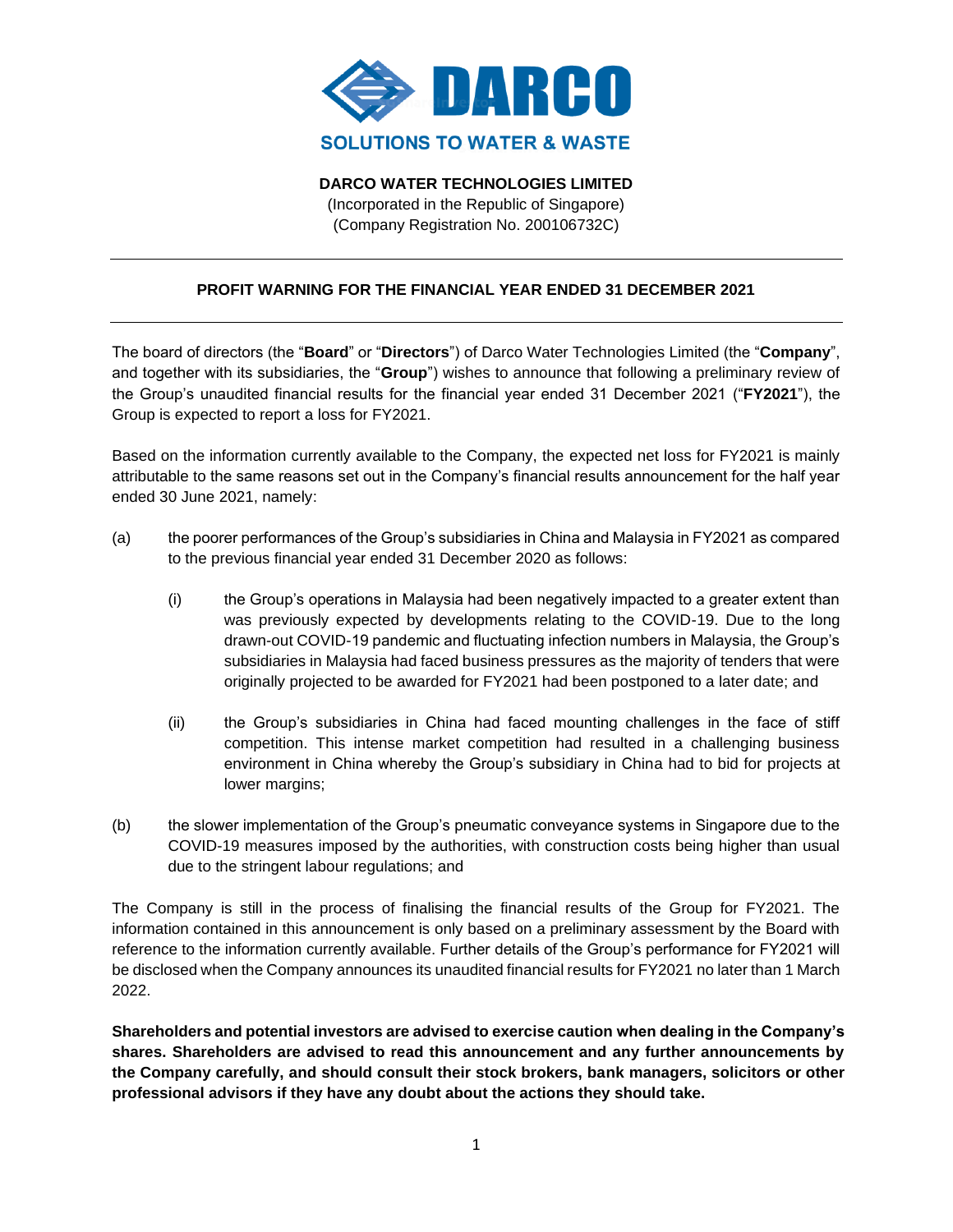**DARCO**

**SOLUTIONS TO WATER & WASTE**

**DARCO WATER TECHNOLOGIES LIMITED**

(Incorporated in the Republic of Singapore)
(Company Registration No. 200106732C)

---

## PROFIT WARNING FOR THE FINANCIAL YEAR ENDED 31 DECEMBER 2021

---

The board of directors (the "**Board**" or "**Directors**") of Darco Water Technologies Limited (the "**Company**", and together with its subsidiaries, the "**Group**") wishes to announce that following a preliminary review of the Group's unaudited financial results for the financial year ended 31 December 2021 ("**FY2021**"), the Group is expected to report a loss for FY2021.

Based on the information currently available to the Company, the expected net loss for FY2021 is mainly attributable to the same reasons set out in the Company's financial results announcement for the half year ended 30 June 2021, namely:

(a) the poorer performances of the Group's subsidiaries in China and Malaysia in FY2021 as compared to the previous financial year ended 31 December 2020 as follows:

  (i) the Group's operations in Malaysia had been negatively impacted to a greater extent than was previously expected by developments relating to the COVID-19. Due to the long drawn-out COVID-19 pandemic and fluctuating infection numbers in Malaysia, the Group's subsidiaries in Malaysia had faced business pressures as the majority of tenders that were originally projected to be awarded for FY2021 had been postponed to a later date; and

  (ii) the Group's subsidiaries in China had faced mounting challenges in the face of stiff competition. This intense market competition had resulted in a challenging business environment in China whereby the Group's subsidiary in China had to bid for projects at lower margins;

(b) the slower implementation of the Group's pneumatic conveyance systems in Singapore due to the COVID-19 measures imposed by the authorities, with construction costs being higher than usual due to the stringent labour regulations; and

The Company is still in the process of finalising the financial results of the Group for FY2021. The information contained in this announcement is only based on a preliminary assessment by the Board with reference to the information currently available. Further details of the Group's performance for FY2021 will be disclosed when the Company announces its unaudited financial results for FY2021 no later than 1 March 2022.

**Shareholders and potential investors are advised to exercise caution when dealing in the Company's shares. Shareholders are advised to read this announcement and any further announcements by the Company carefully, and should consult their stock brokers, bank managers, solicitors or other professional advisors if they have any doubt about the actions they should take.**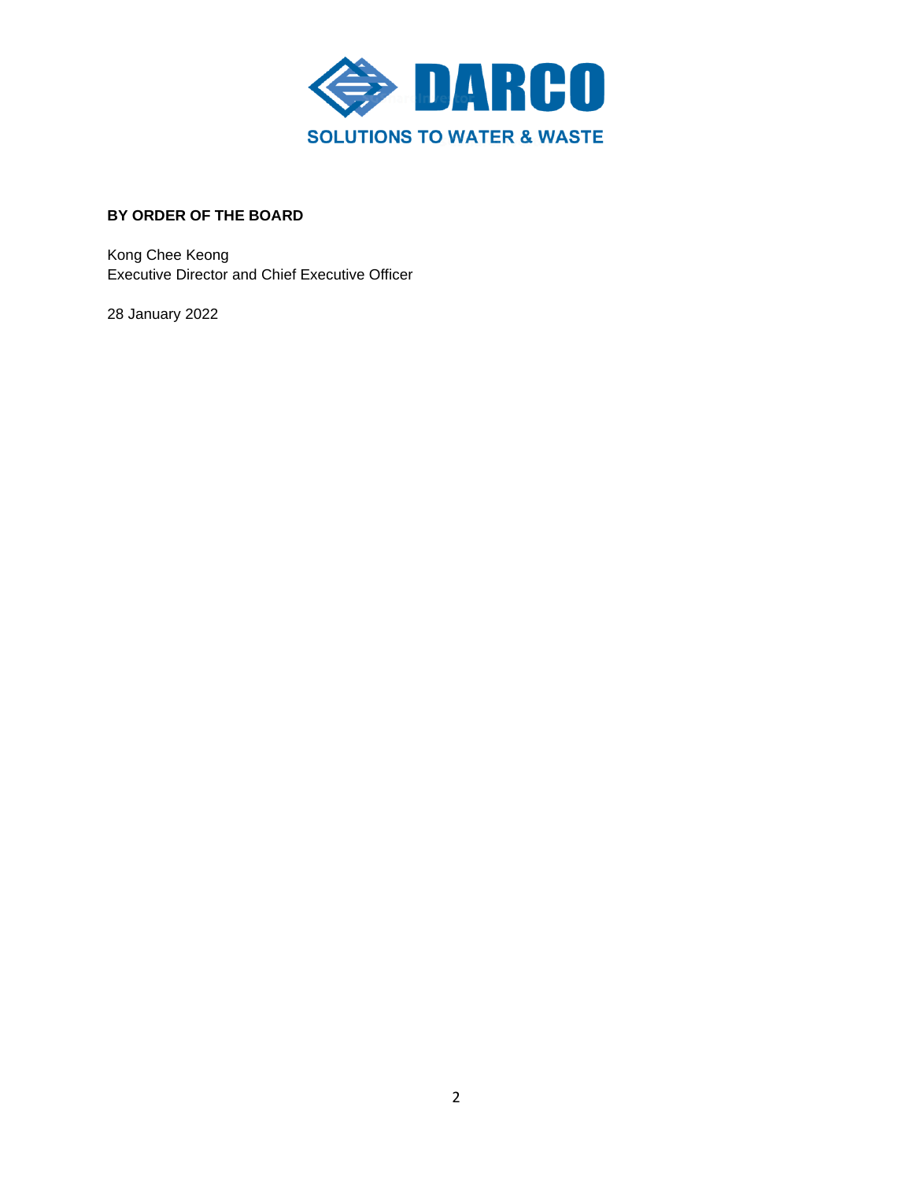**BY ORDER OF THE BOARD**

Kong Chee Keong
Executive Director and Chief Executive Officer

28 January 2022